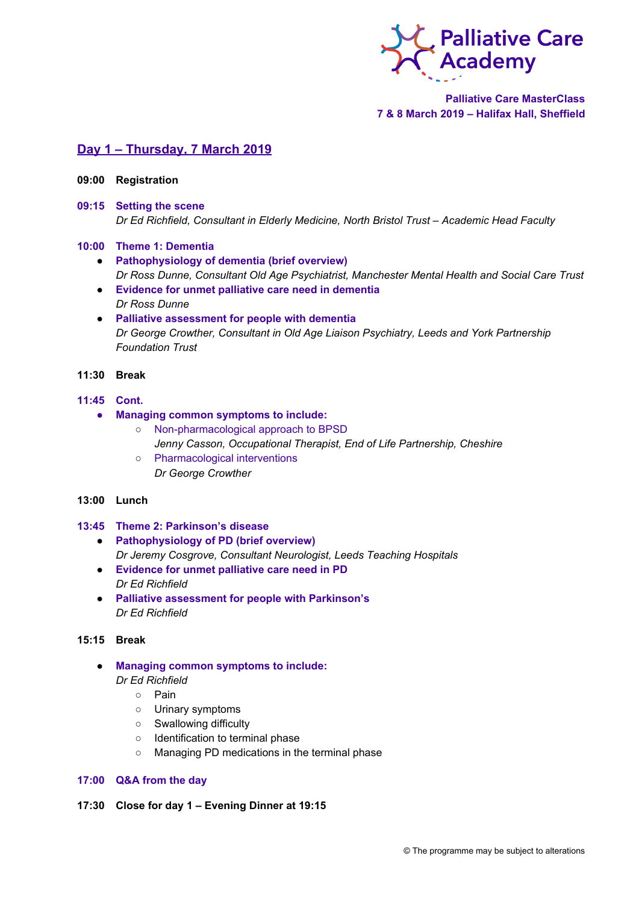**Palliative Care Academy**

**Palliative Care MasterClass**
**7 & 8 March 2019 – Halifax Hall, Sheffield**

## Day 1 – Thursday, 7 March 2019

**09:00 Registration**

**09:15 Setting the scene**
*Dr Ed Richfield, Consultant in Elderly Medicine, North Bristol Trust – Academic Head Faculty*

**10:00 Theme 1: Dementia**

- **Pathophysiology of dementia (brief overview)**
  *Dr Ross Dunne, Consultant Old Age Psychiatrist, Manchester Mental Health and Social Care Trust*
- **Evidence for unmet palliative care need in dementia**
  *Dr Ross Dunne*
- **Palliative assessment for people with dementia**
  *Dr George Crowther, Consultant in Old Age Liaison Psychiatry, Leeds and York Partnership Foundation Trust*

**11:30 Break**

**11:45 Cont.**

- **Managing common symptoms to include:**
  - Non-pharmacological approach to BPSD
    *Jenny Casson, Occupational Therapist, End of Life Partnership, Cheshire*
  - Pharmacological interventions
    *Dr George Crowther*

**13:00 Lunch**

**13:45 Theme 2: Parkinson's disease**

- **Pathophysiology of PD (brief overview)**
  *Dr Jeremy Cosgrove, Consultant Neurologist, Leeds Teaching Hospitals*
- **Evidence for unmet palliative care need in PD**
  *Dr Ed Richfield*
- **Palliative assessment for people with Parkinson's**
  *Dr Ed Richfield*

**15:15 Break**

- **Managing common symptoms to include:**
  *Dr Ed Richfield*
  - Pain
  - Urinary symptoms
  - Swallowing difficulty
  - Identification to terminal phase
  - Managing PD medications in the terminal phase

**17:00 Q&A from the day**

**17:30 Close for day 1 – Evening Dinner at 19:15**

© The programme may be subject to alterations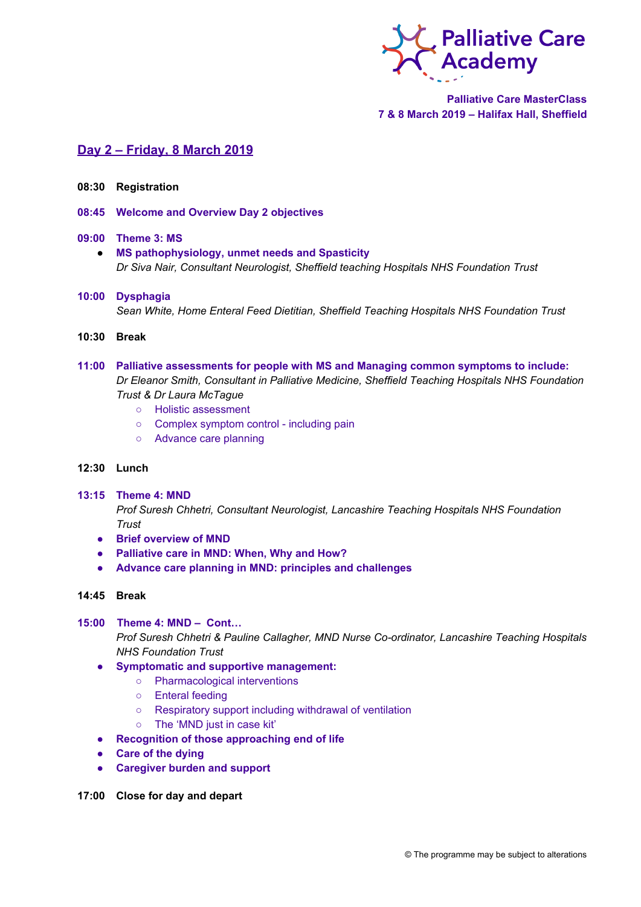Palliative Care Academy

**Palliative Care MasterClass**
**7 & 8 March 2019 – Halifax Hall, Sheffield**

## Day 2 – Friday, 8 March 2019

**08:30 Registration**

**08:45 Welcome and Overview Day 2 objectives**

**09:00 Theme 3: MS**

- **MS pathophysiology, unmet needs and Spasticity**
  *Dr Siva Nair, Consultant Neurologist, Sheffield teaching Hospitals NHS Foundation Trust*

**10:00 Dysphagia**
*Sean White, Home Enteral Feed Dietitian, Sheffield Teaching Hospitals NHS Foundation Trust*

**10:30 Break**

**11:00 Palliative assessments for people with MS and Managing common symptoms to include:**
*Dr Eleanor Smith, Consultant in Palliative Medicine, Sheffield Teaching Hospitals NHS Foundation Trust & Dr Laura McTague*

- Holistic assessment
- Complex symptom control - including pain
- Advance care planning

**12:30 Lunch**

**13:15 Theme 4: MND**
*Prof Suresh Chhetri, Consultant Neurologist, Lancashire Teaching Hospitals NHS Foundation Trust*

- **Brief overview of MND**
- **Palliative care in MND: When, Why and How?**
- **Advance care planning in MND: principles and challenges**

**14:45 Break**

**15:00 Theme 4: MND – Cont…**
*Prof Suresh Chhetri & Pauline Callagher, MND Nurse Co-ordinator, Lancashire Teaching Hospitals NHS Foundation Trust*

- **Symptomatic and supportive management:**
  - Pharmacological interventions
  - Enteral feeding
  - Respiratory support including withdrawal of ventilation
  - The 'MND just in case kit'
- **Recognition of those approaching end of life**
- **Care of the dying**
- **Caregiver burden and support**

**17:00 Close for day and depart**

© The programme may be subject to alterations